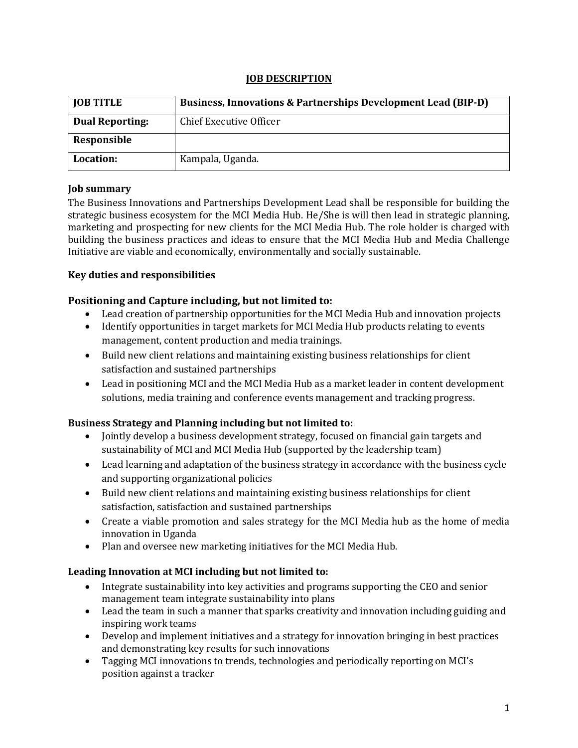# JOB DESCRIPTION

| JOB TITLE | Business, Innovations & Partnerships Development Lead (BIP-D) |
|---|---|
| Dual Reporting: | Chief Executive Officer |
| Responsible | |
| Location: | Kampala, Uganda. |

**Job summary**

The Business Innovations and Partnerships Development Lead shall be responsible for building the strategic business ecosystem for the MCI Media Hub. He/She is will then lead in strategic planning, marketing and prospecting for new clients for the MCI Media Hub. The role holder is charged with building the business practices and ideas to ensure that the MCI Media Hub and Media Challenge Initiative are viable and economically, environmentally and socially sustainable.

**Key duties and responsibilities**

### Positioning and Capture including, but not limited to:

- Lead creation of partnership opportunities for the MCI Media Hub and innovation projects
- Identify opportunities in target markets for MCI Media Hub products relating to events management, content production and media trainings.
- Build new client relations and maintaining existing business relationships for client satisfaction and sustained partnerships
- Lead in positioning MCI and the MCI Media Hub as a market leader in content development solutions, media training and conference events management and tracking progress.

### Business Strategy and Planning including but not limited to:

- Jointly develop a business development strategy, focused on financial gain targets and sustainability of MCI and MCI Media Hub (supported by the leadership team)
- Lead learning and adaptation of the business strategy in accordance with the business cycle and supporting organizational policies
- Build new client relations and maintaining existing business relationships for client satisfaction, satisfaction and sustained partnerships
- Create a viable promotion and sales strategy for the MCI Media hub as the home of media innovation in Uganda
- Plan and oversee new marketing initiatives for the MCI Media Hub.

### Leading Innovation at MCI including but not limited to:

- Integrate sustainability into key activities and programs supporting the CEO and senior management team integrate sustainability into plans
- Lead the team in such a manner that sparks creativity and innovation including guiding and inspiring work teams
- Develop and implement initiatives and a strategy for innovation bringing in best practices and demonstrating key results for such innovations
- Tagging MCI innovations to trends, technologies and periodically reporting on MCI's position against a tracker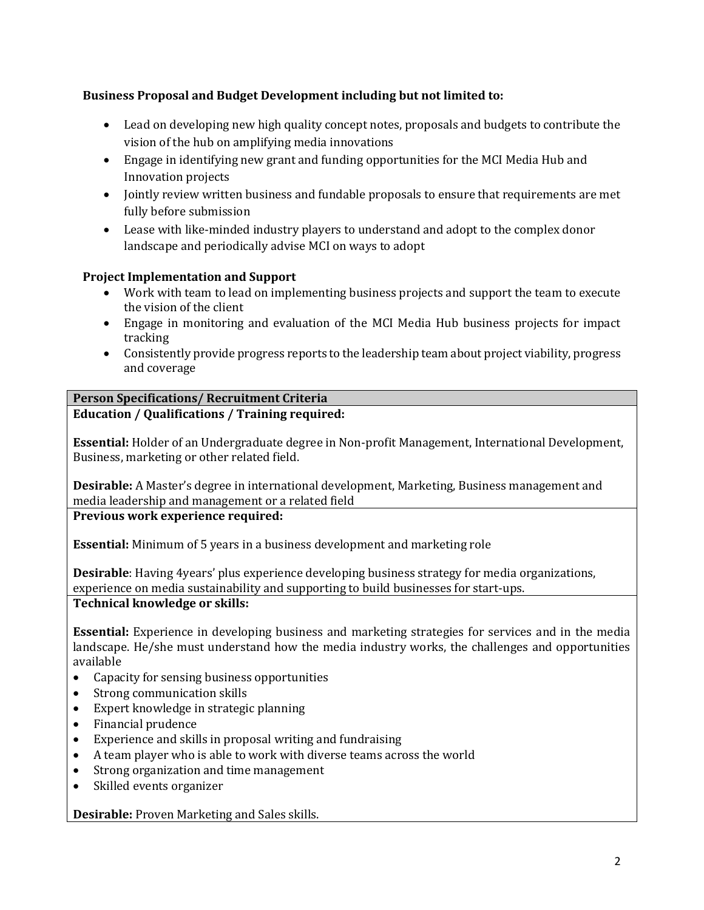**Business Proposal and Budget Development including but not limited to:**

- Lead on developing new high quality concept notes, proposals and budgets to contribute the vision of the hub on amplifying media innovations
- Engage in identifying new grant and funding opportunities for the MCI Media Hub and Innovation projects
- Jointly review written business and fundable proposals to ensure that requirements are met fully before submission
- Lease with like-minded industry players to understand and adopt to the complex donor landscape and periodically advise MCI on ways to adopt

**Project Implementation and Support**

- Work with team to lead on implementing business projects and support the team to execute the vision of the client
- Engage in monitoring and evaluation of the MCI Media Hub business projects for impact tracking
- Consistently provide progress reports to the leadership team about project viability, progress and coverage

**Person Specifications/ Recruitment Criteria**

**Education / Qualifications / Training required:**

**Essential:** Holder of an Undergraduate degree in Non-profit Management, International Development, Business, marketing or other related field.

**Desirable:** A Master's degree in international development, Marketing, Business management and media leadership and management or a related field

**Previous work experience required:**

**Essential:** Minimum of 5 years in a business development and marketing role

**Desirable**: Having 4years' plus experience developing business strategy for media organizations, experience on media sustainability and supporting to build businesses for start-ups.

**Technical knowledge or skills:**

**Essential:** Experience in developing business and marketing strategies for services and in the media landscape. He/she must understand how the media industry works, the challenges and opportunities available

- Capacity for sensing business opportunities
- Strong communication skills
- Expert knowledge in strategic planning
- Financial prudence
- Experience and skills in proposal writing and fundraising
- A team player who is able to work with diverse teams across the world
- Strong organization and time management
- Skilled events organizer

**Desirable:** Proven Marketing and Sales skills.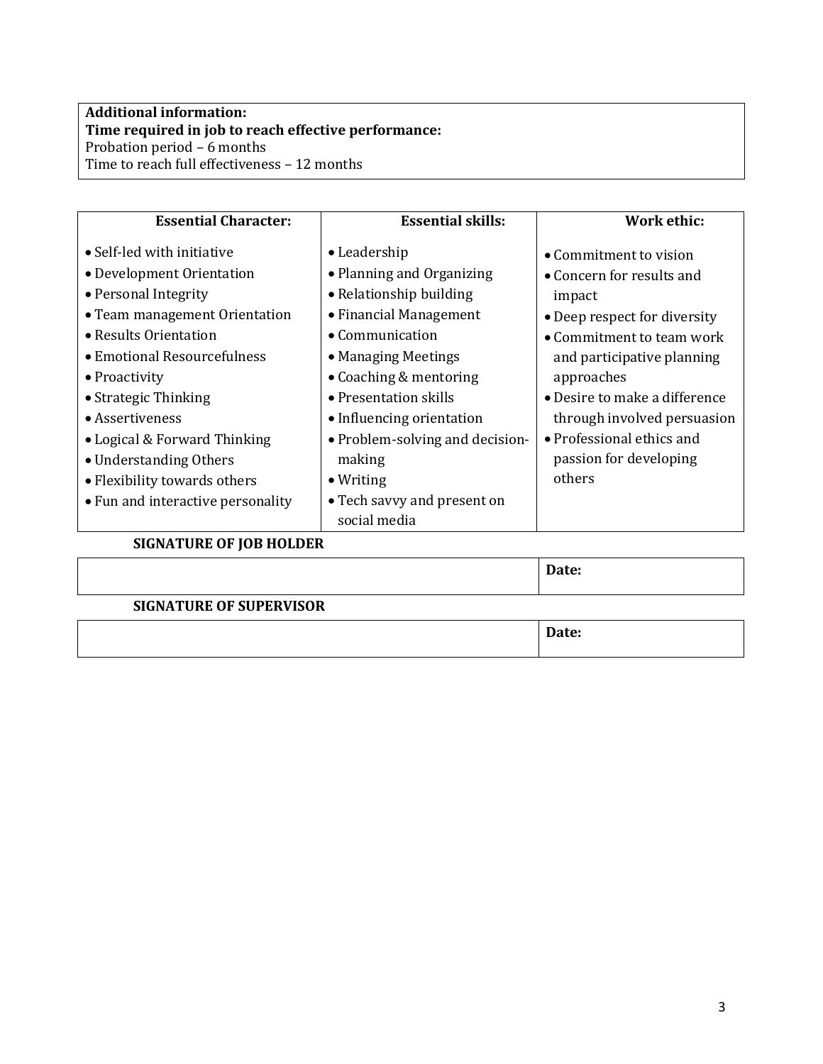**Additional information:**
**Time required in job to reach effective performance:**
Probation period – 6 months
Time to reach full effectiveness – 12 months

| Essential Character: | Essential skills: | Work ethic: |
|---|---|---|
| • Self-led with initiative<br>• Development Orientation<br>• Personal Integrity<br>• Team management Orientation<br>• Results Orientation<br>• Emotional Resourcefulness<br>• Proactivity<br>• Strategic Thinking<br>• Assertiveness<br>• Logical & Forward Thinking<br>• Understanding Others<br>• Flexibility towards others<br>• Fun and interactive personality | • Leadership<br>• Planning and Organizing<br>• Relationship building<br>• Financial Management<br>• Communication<br>• Managing Meetings<br>• Coaching & mentoring<br>• Presentation skills<br>• Influencing orientation<br>• Problem-solving and decision-making<br>• Writing<br>• Tech savvy and present on social media | • Commitment to vision<br>• Concern for results and impact<br>• Deep respect for diversity<br>• Commitment to team work and participative planning approaches<br>• Desire to make a difference through involved persuasion<br>• Professional ethics and passion for developing others |

**SIGNATURE OF JOB HOLDER**

| | |
|---|---|
| | **Date:** |

**SIGNATURE OF SUPERVISOR**

| | |
|---|---|
| | **Date:** |